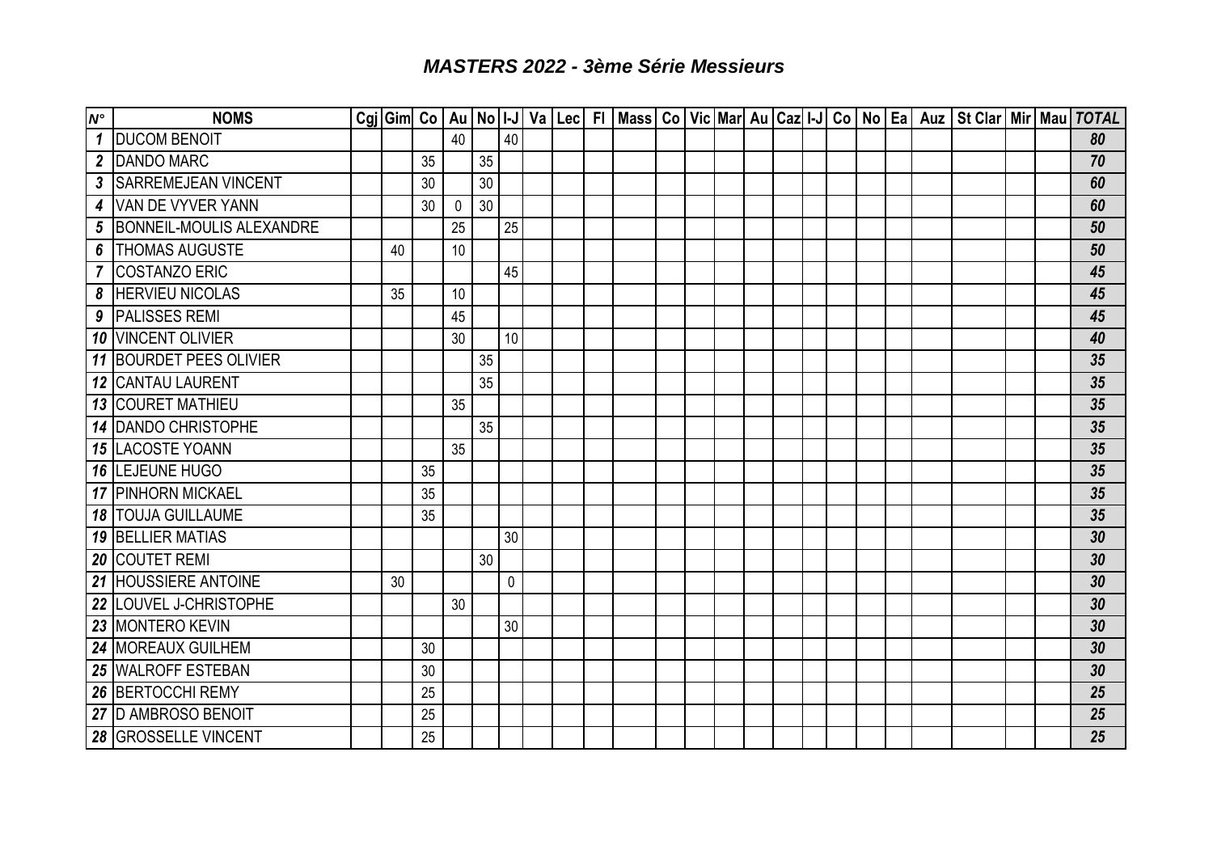## *MASTERS 2022 - 3ème Série Messieurs*

| N° | NOMS | Cgj | Gim | Co | Au | No | I-J | Va | Lec | Fl | Mass | Co | Vic | Mar | Au | Caz | I-J | Co | No | Ea | Auz | St Clar | Mir | Mau | TOTAL |
|---|---|---|---|---|---|---|---|---|---|---|---|---|---|---|---|---|---|---|---|---|---|---|---|---|---|
| 1 | DUCOM BENOIT | | | | 40 | | 40 | | | | | | | | | | | | | | | | | | 80 |
| 2 | DANDO MARC | | | 35 | | 35 | | | | | | | | | | | | | | | | | | | 70 |
| 3 | SARREMEJEAN VINCENT | | | 30 | | 30 | | | | | | | | | | | | | | | | | | | 60 |
| 4 | VAN DE VYVER YANN | | | 30 | 0 | 30 | | | | | | | | | | | | | | | | | | | 60 |
| 5 | BONNEIL-MOULIS ALEXANDRE | | | | 25 | | 25 | | | | | | | | | | | | | | | | | | 50 |
| 6 | THOMAS AUGUSTE | | 40 | | 10 | | | | | | | | | | | | | | | | | | | | 50 |
| 7 | COSTANZO ERIC | | | | | | 45 | | | | | | | | | | | | | | | | | | 45 |
| 8 | HERVIEU NICOLAS | | 35 | | 10 | | | | | | | | | | | | | | | | | | | | 45 |
| 9 | PALISSES REMI | | | | 45 | | | | | | | | | | | | | | | | | | | | 45 |
| 10 | VINCENT OLIVIER | | | | 30 | | 10 | | | | | | | | | | | | | | | | | | 40 |
| 11 | BOURDET PEES OLIVIER | | | | | 35 | | | | | | | | | | | | | | | | | | | 35 |
| 12 | CANTAU LAURENT | | | | | 35 | | | | | | | | | | | | | | | | | | | 35 |
| 13 | COURET MATHIEU | | | | 35 | | | | | | | | | | | | | | | | | | | | 35 |
| 14 | DANDO CHRISTOPHE | | | | | 35 | | | | | | | | | | | | | | | | | | | 35 |
| 15 | LACOSTE YOANN | | | | 35 | | | | | | | | | | | | | | | | | | | | 35 |
| 16 | LEJEUNE HUGO | | | 35 | | | | | | | | | | | | | | | | | | | | | 35 |
| 17 | PINHORN MICKAEL | | | 35 | | | | | | | | | | | | | | | | | | | | | 35 |
| 18 | TOUJA GUILLAUME | | | 35 | | | | | | | | | | | | | | | | | | | | | 35 |
| 19 | BELLIER MATIAS | | | | | | 30 | | | | | | | | | | | | | | | | | | 30 |
| 20 | COUTET REMI | | | | | 30 | | | | | | | | | | | | | | | | | | | 30 |
| 21 | HOUSSIERE ANTOINE | | 30 | | | | 0 | | | | | | | | | | | | | | | | | | 30 |
| 22 | LOUVEL J-CHRISTOPHE | | | | 30 | | | | | | | | | | | | | | | | | | | | 30 |
| 23 | MONTERO KEVIN | | | | | | 30 | | | | | | | | | | | | | | | | | | 30 |
| 24 | MOREAUX GUILHEM | | | 30 | | | | | | | | | | | | | | | | | | | | | 30 |
| 25 | WALROFF ESTEBAN | | | 30 | | | | | | | | | | | | | | | | | | | | | 30 |
| 26 | BERTOCCHI REMY | | | 25 | | | | | | | | | | | | | | | | | | | | | 25 |
| 27 | D AMBROSO BENOIT | | | 25 | | | | | | | | | | | | | | | | | | | | | 25 |
| 28 | GROSSELLE VINCENT | | | 25 | | | | | | | | | | | | | | | | | | | | | 25 |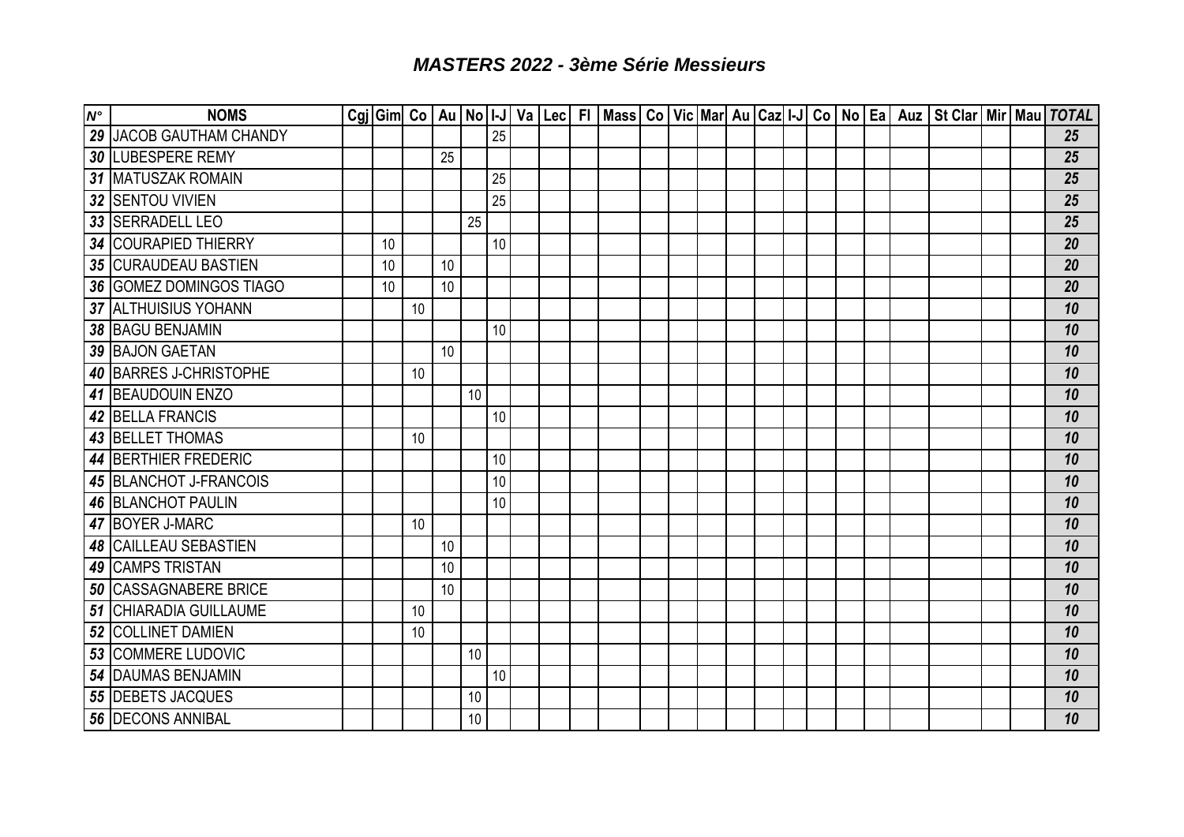# *MASTERS 2022 - 3ème Série Messieurs*

| N° | NOMS | Cgj | Gim | Co | Au | No | I-J | Va | Lec | Fl | Mass | Co | Vic | Mar | Au | Caz | I-J | Co | No | Ea | Auz | St Clar | Mir | Mau | TOTAL |
|---|---|---|---|---|---|---|---|---|---|---|---|---|---|---|---|---|---|---|---|---|---|---|---|---|---|
| 29 | JACOB GAUTHAM CHANDY | | | | | | 25 | | | | | | | | | | | | | | | | | | 25 |
| 30 | LUBESPERE REMY | | | | 25 | | | | | | | | | | | | | | | | | | | | 25 |
| 31 | MATUSZAK ROMAIN | | | | | | 25 | | | | | | | | | | | | | | | | | | 25 |
| 32 | SENTOU VIVIEN | | | | | | 25 | | | | | | | | | | | | | | | | | | 25 |
| 33 | SERRADELL LEO | | | | | 25 | | | | | | | | | | | | | | | | | | | 25 |
| 34 | COURAPIED THIERRY | | 10 | | | | 10 | | | | | | | | | | | | | | | | | | 20 |
| 35 | CURAUDEAU BASTIEN | | 10 | | 10 | | | | | | | | | | | | | | | | | | | | 20 |
| 36 | GOMEZ DOMINGOS TIAGO | | 10 | | 10 | | | | | | | | | | | | | | | | | | | | 20 |
| 37 | ALTHUISIUS YOHANN | | | 10 | | | | | | | | | | | | | | | | | | | | | 10 |
| 38 | BAGU BENJAMIN | | | | | | 10 | | | | | | | | | | | | | | | | | | 10 |
| 39 | BAJON GAETAN | | | | 10 | | | | | | | | | | | | | | | | | | | | 10 |
| 40 | BARRES J-CHRISTOPHE | | | 10 | | | | | | | | | | | | | | | | | | | | | 10 |
| 41 | BEAUDOUIN ENZO | | | | | 10 | | | | | | | | | | | | | | | | | | | 10 |
| 42 | BELLA FRANCIS | | | | | | 10 | | | | | | | | | | | | | | | | | | 10 |
| 43 | BELLET THOMAS | | | 10 | | | | | | | | | | | | | | | | | | | | | 10 |
| 44 | BERTHIER FREDERIC | | | | | | 10 | | | | | | | | | | | | | | | | | | 10 |
| 45 | BLANCHOT J-FRANCOIS | | | | | | 10 | | | | | | | | | | | | | | | | | | 10 |
| 46 | BLANCHOT PAULIN | | | | | | 10 | | | | | | | | | | | | | | | | | | 10 |
| 47 | BOYER J-MARC | | | 10 | | | | | | | | | | | | | | | | | | | | | 10 |
| 48 | CAILLEAU SEBASTIEN | | | | 10 | | | | | | | | | | | | | | | | | | | | 10 |
| 49 | CAMPS TRISTAN | | | | 10 | | | | | | | | | | | | | | | | | | | | 10 |
| 50 | CASSAGNABERE BRICE | | | | 10 | | | | | | | | | | | | | | | | | | | | 10 |
| 51 | CHIARADIA GUILLAUME | | | 10 | | | | | | | | | | | | | | | | | | | | | 10 |
| 52 | COLLINET DAMIEN | | | 10 | | | | | | | | | | | | | | | | | | | | | 10 |
| 53 | COMMERE LUDOVIC | | | | | 10 | | | | | | | | | | | | | | | | | | | 10 |
| 54 | DAUMAS BENJAMIN | | | | | | 10 | | | | | | | | | | | | | | | | | | 10 |
| 55 | DEBETS JACQUES | | | | | 10 | | | | | | | | | | | | | | | | | | | 10 |
| 56 | DECONS ANNIBAL | | | | | 10 | | | | | | | | | | | | | | | | | | | 10 |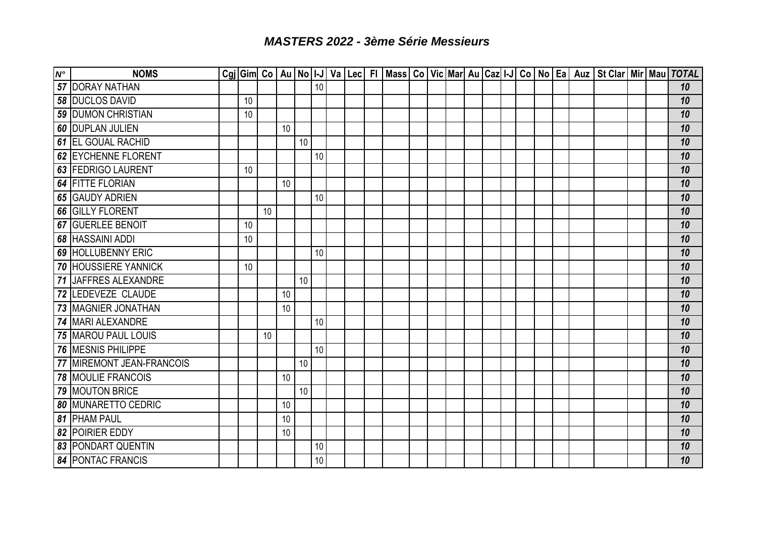# *MASTERS 2022 - 3ème Série Messieurs*

| N° | NOMS | Cgj | Gim | Co | Au | No | I-J | Va | Lec | Fl | Mass | Co | Vic | Mar | Au | Caz | I-J | Co | No | Ea | Auz | St Clar | Mir | Mau | TOTAL |
|---|---|---|---|---|---|---|---|---|---|---|---|---|---|---|---|---|---|---|---|---|---|---|---|---|---|
| 57 | DORAY NATHAN | | | | | | 10 | | | | | | | | | | | | | | | | | | 10 |
| 58 | DUCLOS DAVID | | 10 | | | | | | | | | | | | | | | | | | | | | | 10 |
| 59 | DUMON CHRISTIAN | | 10 | | | | | | | | | | | | | | | | | | | | | | 10 |
| 60 | DUPLAN JULIEN | | | | 10 | | | | | | | | | | | | | | | | | | | | 10 |
| 61 | EL GOUAL RACHID | | | | | 10 | | | | | | | | | | | | | | | | | | | 10 |
| 62 | EYCHENNE FLORENT | | | | | | 10 | | | | | | | | | | | | | | | | | | 10 |
| 63 | FEDRIGO LAURENT | | 10 | | | | | | | | | | | | | | | | | | | | | | 10 |
| 64 | FITTE FLORIAN | | | | 10 | | | | | | | | | | | | | | | | | | | | 10 |
| 65 | GAUDY ADRIEN | | | | | | 10 | | | | | | | | | | | | | | | | | | 10 |
| 66 | GILLY FLORENT | | | 10 | | | | | | | | | | | | | | | | | | | | | 10 |
| 67 | GUERLEE BENOIT | | 10 | | | | | | | | | | | | | | | | | | | | | | 10 |
| 68 | HASSAINI ADDI | | 10 | | | | | | | | | | | | | | | | | | | | | | 10 |
| 69 | HOLLUBENNY ERIC | | | | | | 10 | | | | | | | | | | | | | | | | | | 10 |
| 70 | HOUSSIERE YANNICK | | 10 | | | | | | | | | | | | | | | | | | | | | | 10 |
| 71 | JAFFRES ALEXANDRE | | | | | 10 | | | | | | | | | | | | | | | | | | | 10 |
| 72 | LEDEVEZE CLAUDE | | | | 10 | | | | | | | | | | | | | | | | | | | | 10 |
| 73 | MAGNIER JONATHAN | | | | 10 | | | | | | | | | | | | | | | | | | | | 10 |
| 74 | MARI ALEXANDRE | | | | | | 10 | | | | | | | | | | | | | | | | | | 10 |
| 75 | MAROU PAUL LOUIS | | | 10 | | | | | | | | | | | | | | | | | | | | | 10 |
| 76 | MESNIS PHILIPPE | | | | | | 10 | | | | | | | | | | | | | | | | | | 10 |
| 77 | MIREMONT JEAN-FRANCOIS | | | | | 10 | | | | | | | | | | | | | | | | | | | 10 |
| 78 | MOULIE FRANCOIS | | | | 10 | | | | | | | | | | | | | | | | | | | | 10 |
| 79 | MOUTON BRICE | | | | | 10 | | | | | | | | | | | | | | | | | | | 10 |
| 80 | MUNARETTO CEDRIC | | | | 10 | | | | | | | | | | | | | | | | | | | | 10 |
| 81 | PHAM PAUL | | | | 10 | | | | | | | | | | | | | | | | | | | | 10 |
| 82 | POIRIER EDDY | | | | 10 | | | | | | | | | | | | | | | | | | | | 10 |
| 83 | PONDART QUENTIN | | | | | | 10 | | | | | | | | | | | | | | | | | | 10 |
| 84 | PONTAC FRANCIS | | | | | | 10 | | | | | | | | | | | | | | | | | | 10 |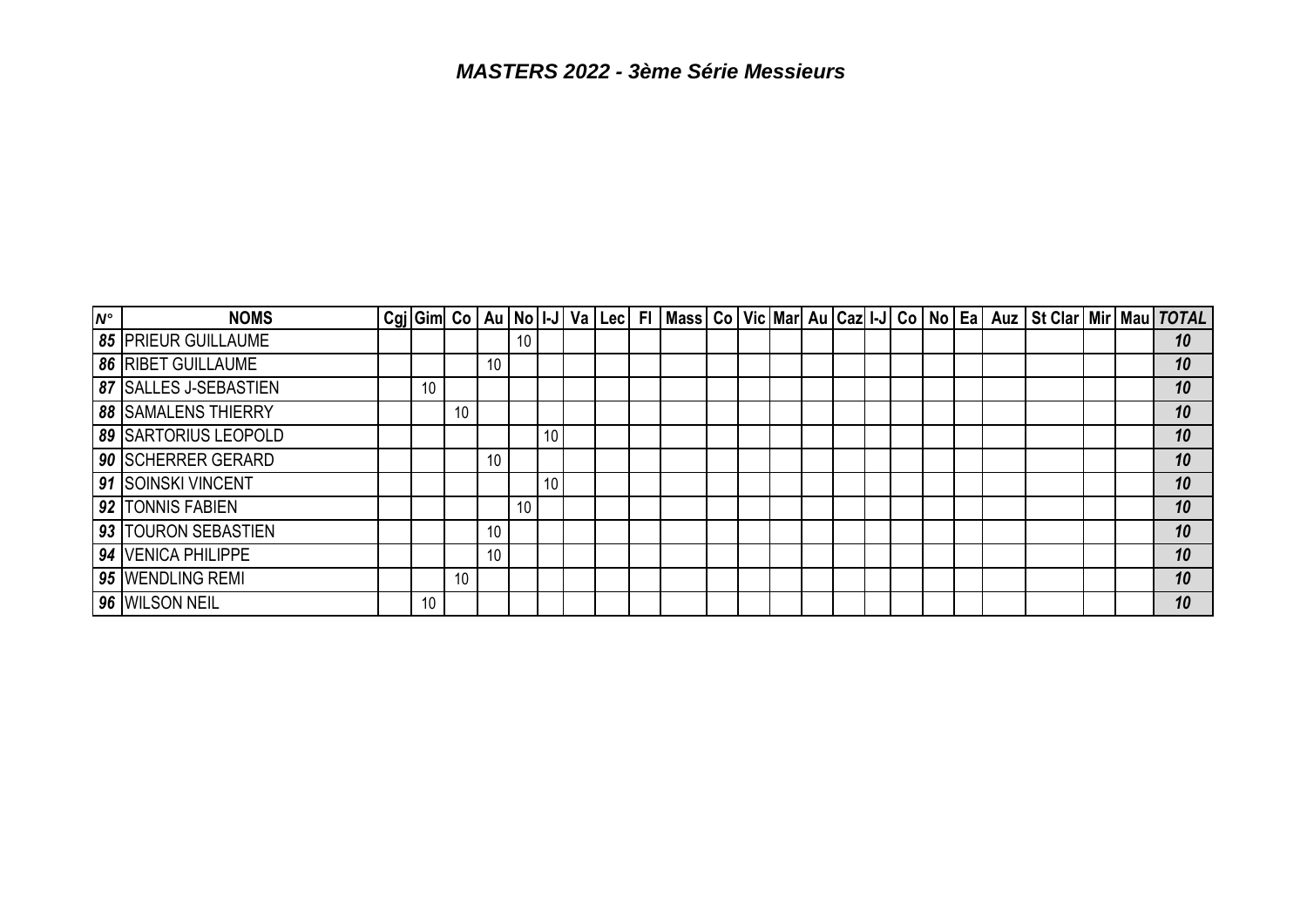## *MASTERS 2022 - 3ème Série Messieurs*

| N° | NOMS | Cgj | Gim | Co | Au | No | I-J | Va | Lec | Fl | Mass | Co | Vic | Mar | Au | Caz | I-J | Co | No | Ea | Auz | St Clar | Mir | Mau | TOTAL |
|---|---|---|---|---|---|---|---|---|---|---|---|---|---|---|---|---|---|---|---|---|---|---|---|---|---|
| **85** | PRIEUR GUILLAUME | | | | | 10 | | | | | | | | | | | | | | | | | | | ***10*** |
| **86** | RIBET GUILLAUME | | | | 10 | | | | | | | | | | | | | | | | | | | | ***10*** |
| **87** | SALLES J-SEBASTIEN | | 10 | | | | | | | | | | | | | | | | | | | | | | ***10*** |
| **88** | SAMALENS THIERRY | | | 10 | | | | | | | | | | | | | | | | | | | | | ***10*** |
| **89** | SARTORIUS LEOPOLD | | | | | | 10 | | | | | | | | | | | | | | | | | | ***10*** |
| **90** | SCHERRER GERARD | | | | 10 | | | | | | | | | | | | | | | | | | | | ***10*** |
| **91** | SOINSKI VINCENT | | | | | | 10 | | | | | | | | | | | | | | | | | | ***10*** |
| **92** | TONNIS FABIEN | | | | | 10 | | | | | | | | | | | | | | | | | | | ***10*** |
| **93** | TOURON SEBASTIEN | | | | 10 | | | | | | | | | | | | | | | | | | | | ***10*** |
| **94** | VENICA PHILIPPE | | | | 10 | | | | | | | | | | | | | | | | | | | | ***10*** |
| **95** | WENDLING REMI | | | 10 | | | | | | | | | | | | | | | | | | | | | ***10*** |
| **96** | WILSON NEIL | | 10 | | | | | | | | | | | | | | | | | | | | | | ***10*** |